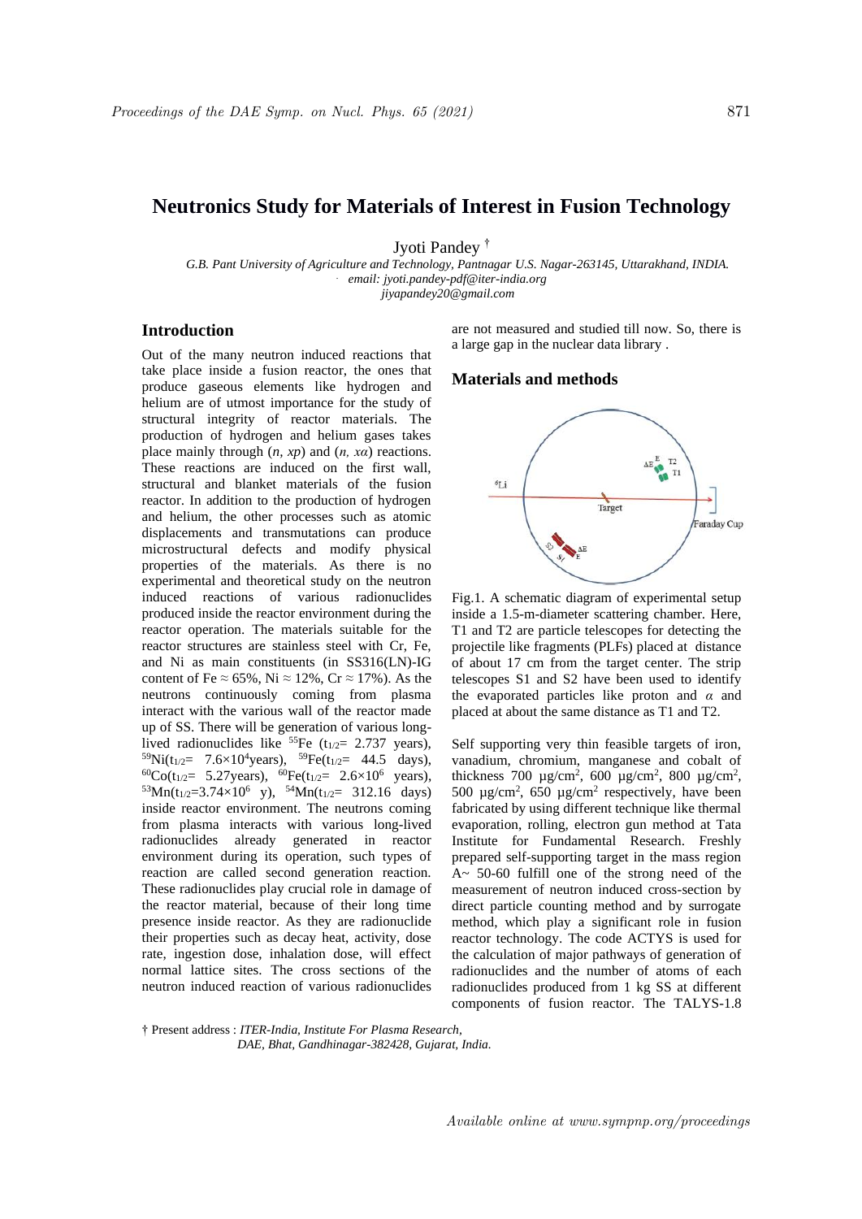# Neutronics Study for Materials of Interest in Fusion Technology

Jyoti Pandey †

*G.B. Pant University of Agriculture and Technology, Pantnagar U.S. Nagar-263145, Uttarakhand, INDIA.*
*email: jyoti.pandey-pdf@iter-india.org*
*jiyapandey20@gmail.com*

## Introduction

Out of the many neutron induced reactions that take place inside a fusion reactor, the ones that produce gaseous elements like hydrogen and helium are of utmost importance for the study of structural integrity of reactor materials. The production of hydrogen and helium gases takes place mainly through (*n, xp*) and (*n, xα*) reactions. These reactions are induced on the first wall, structural and blanket materials of the fusion reactor. In addition to the production of hydrogen and helium, the other processes such as atomic displacements and transmutations can produce microstructural defects and modify physical properties of the materials. As there is no experimental and theoretical study on the neutron induced reactions of various radionuclides produced inside the reactor environment during the reactor operation. The materials suitable for the reactor structures are stainless steel with Cr, Fe, and Ni as main constituents (in SS316(LN)-IG content of Fe ≈ 65%, Ni ≈ 12%, Cr ≈ 17%). As the neutrons continuously coming from plasma interact with the various wall of the reactor made up of SS. There will be generation of various long-lived radionuclides like $^{55}$Fe ($t_{1/2}$= 2.737 years), $^{59}$Ni($t_{1/2}$= $7.6\times10^{4}$years), $^{59}$Fe($t_{1/2}$= 44.5 days), $^{60}$Co($t_{1/2}$= 5.27years), $^{60}$Fe($t_{1/2}$= $2.6\times10^{6}$ years), $^{53}$Mn($t_{1/2}$=$3.74\times10^{6}$ y), $^{54}$Mn($t_{1/2}$= 312.16 days) inside reactor environment. The neutrons coming from plasma interacts with various long-lived radionuclides already generated in reactor environment during its operation, such types of reaction are called second generation reaction. These radionuclides play crucial role in damage of the reactor material, because of their long time presence inside reactor. As they are radionuclide their properties such as decay heat, activity, dose rate, ingestion dose, inhalation dose, will effect normal lattice sites. The cross sections of the neutron induced reaction of various radionuclides are not measured and studied till now. So, there is a large gap in the nuclear data library .

## Materials and methods

Fig.1. A schematic diagram of experimental setup inside a 1.5-m-diameter scattering chamber. Here, T1 and T2 are particle telescopes for detecting the projectile like fragments (PLFs) placed at distance of about 17 cm from the target center. The strip telescopes S1 and S2 have been used to identify the evaporated particles like proton and *α* and placed at about the same distance as T1 and T2.

Self supporting very thin feasible targets of iron, vanadium, chromium, manganese and cobalt of thickness 700 μg/cm², 600 μg/cm², 800 μg/cm², 500 μg/cm², 650 μg/cm² respectively, have been fabricated by using different technique like thermal evaporation, rolling, electron gun method at Tata Institute for Fundamental Research. Freshly prepared self-supporting target in the mass region A~ 50-60 fulfill one of the strong need of the measurement of neutron induced cross-section by direct particle counting method and by surrogate method, which play a significant role in fusion reactor technology. The code ACTYS is used for the calculation of major pathways of generation of radionuclides and the number of atoms of each radionuclides produced from 1 kg SS at different components of fusion reactor. The TALYS-1.8

† Present address : *ITER-India, Institute For Plasma Research, DAE, Bhat, Gandhinagar-382428, Gujarat, India.*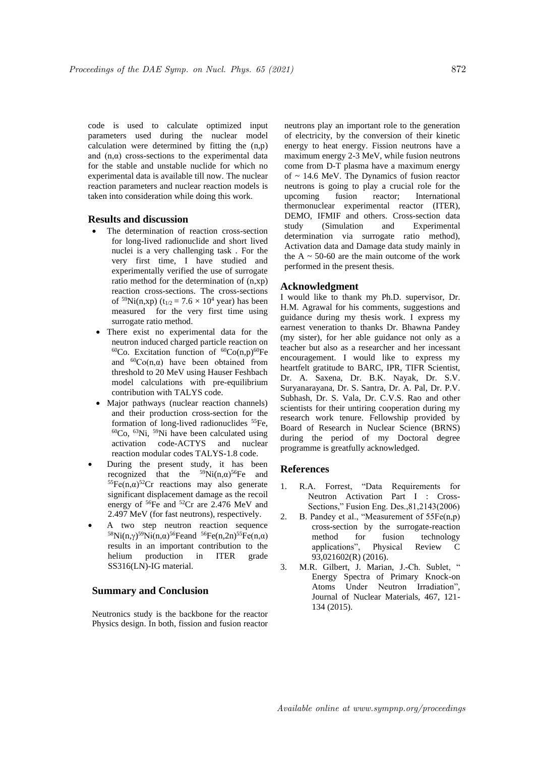code is used to calculate optimized input parameters used during the nuclear model calculation were determined by fitting the (n,p) and (n,α) cross-sections to the experimental data for the stable and unstable nuclide for which no experimental data is available till now. The nuclear reaction parameters and nuclear reaction models is taken into consideration while doing this work.

## Results and discussion

- The determination of reaction cross-section for long-lived radionuclide and short lived nuclei is a very challenging task . For the very first time, I have studied and experimentally verified the use of surrogate ratio method for the determination of (n,xp) reaction cross-sections. The cross-sections of $^{59}$Ni(n,xp) ($t_{1/2} = 7.6 \times 10^4$ year) has been measured for the very first time using surrogate ratio method.
- There exist no experimental data for the neutron induced charged particle reaction on $^{60}$Co. Excitation function of $^{60}$Co(n,p)$^{60}$Fe and $^{60}$Co(n,α) have been obtained from threshold to 20 MeV using Hauser Feshbach model calculations with pre-equilibrium contribution with TALYS code.
- Major pathways (nuclear reaction channels) and their production cross-section for the formation of long-lived radionuclides $^{55}$Fe, $^{60}$Co, $^{63}$Ni, $^{59}$Ni have been calculated using activation code-ACTYS and nuclear reaction modular codes TALYS-1.8 code.
- During the present study, it has been recognized that the $^{59}$Ni(n,α)$^{56}$Fe and $^{55}$Fe(n,α)$^{52}$Cr reactions may also generate significant displacement damage as the recoil energy of $^{56}$Fe and $^{52}$Cr are 2.476 MeV and 2.497 MeV (for fast neutrons), respectively.
- A two step neutron reaction sequence $^{58}$Ni(n,γ)$^{59}$Ni(n,α)$^{56}$Feand $^{56}$Fe(n,2n)$^{55}$Fe(n,α) results in an important contribution to the helium production in ITER grade SS316(LN)-IG material.

## Summary and Conclusion

Neutronics study is the backbone for the reactor Physics design. In both, fission and fusion reactor neutrons play an important role to the generation of electricity, by the conversion of their kinetic energy to heat energy. Fission neutrons have a maximum energy 2-3 MeV, while fusion neutrons come from D-T plasma have a maximum energy of ~ 14.6 MeV. The Dynamics of fusion reactor neutrons is going to play a crucial role for the upcoming fusion reactor; International thermonuclear experimental reactor (ITER), DEMO, IFMIF and others. Cross-section data study (Simulation and Experimental determination via surrogate ratio method), Activation data and Damage data study mainly in the A ~ 50-60 are the main outcome of the work performed in the present thesis.

## Acknowledgment

I would like to thank my Ph.D. supervisor, Dr. H.M. Agrawal for his comments, suggestions and guidance during my thesis work. I express my earnest veneration to thanks Dr. Bhawna Pandey (my sister), for her able guidance not only as a teacher but also as a researcher and her incessant encouragement. I would like to express my heartfelt gratitude to BARC, IPR, TIFR Scientist, Dr. A. Saxena, Dr. B.K. Nayak, Dr. S.V. Suryanarayana, Dr. S. Santra, Dr. A. Pal, Dr. P.V. Subhash, Dr. S. Vala, Dr. C.V.S. Rao and other scientists for their untiring cooperation during my research work tenure. Fellowship provided by Board of Research in Nuclear Science (BRNS) during the period of my Doctoral degree programme is greatfully acknowledged.

## References

1. R.A. Forrest, "Data Requirements for Neutron Activation Part I : Cross-Sections," Fusion Eng. Des.,81,2143(2006)
2. B. Pandey et al., "Measurement of 55Fe(n,p) cross-section by the surrogate-reaction method for fusion technology applications", Physical Review C 93,021602(R) (2016).
3. M.R. Gilbert, J. Marian, J.-Ch. Sublet, " Energy Spectra of Primary Knock-on Atoms Under Neutron Irradiation", Journal of Nuclear Materials, 467, 121-134 (2015).